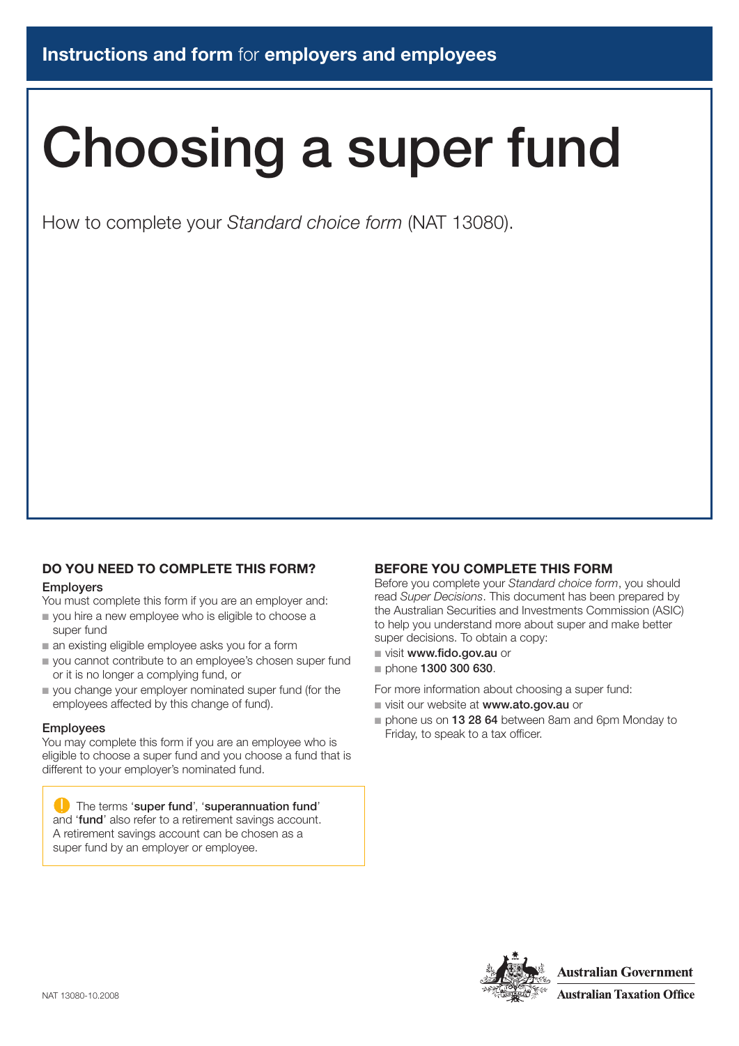**Instructions and form** for **employers and employees**

# Choosing a super fund

How to complete your *Standard choice form* (NAT 13080).

## DO YOU NEED TO COMPLETE THIS FORM?

### Employers

You must complete this form if you are an employer and:

- you hire a new employee who is eligible to choose a super fund
- an existing eligible employee asks you for a form
- you cannot contribute to an employee's chosen super fund or it is no longer a complying fund, or
- you change your employer nominated super fund (for the employees affected by this change of fund).

### Employees

You may complete this form if you are an employee who is eligible to choose a super fund and you choose a fund that is different to your employer's nominated fund.

> The terms '**super fund**', '**superannuation fund**' and '**fund**' also refer to a retirement savings account. A retirement savings account can be chosen as a super fund by an employer or employee.

## BEFORE YOU COMPLETE THIS FORM

Before you complete your *Standard choice form*, you should read *Super Decisions*. This document has been prepared by the Australian Securities and Investments Commission (ASIC) to help you understand more about super and make better super decisions. To obtain a copy:

- visit **www.fido.gov.au** or
- phone **1300 300 630**.

For more information about choosing a super fund:

- visit our website at **www.ato.gov.au** or
- phone us on **13 28 64** between 8am and 6pm Monday to Friday, to speak to a tax officer.

NAT 13080-10.2008

**Australian Government**
**Australian Taxation Office**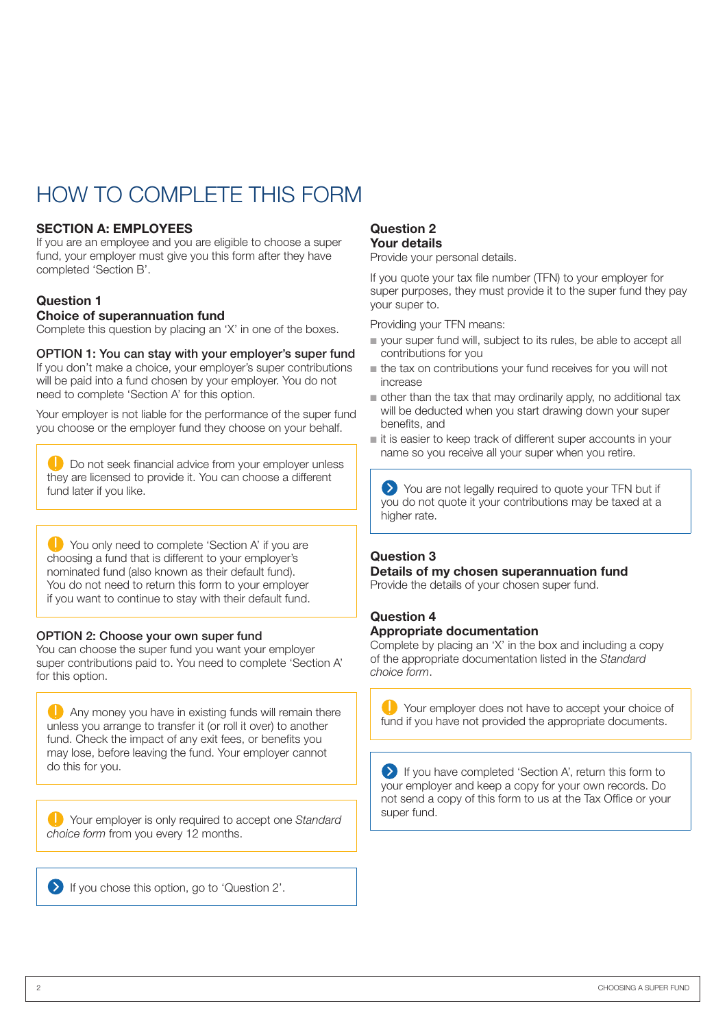# HOW TO COMPLETE THIS FORM

## SECTION A: EMPLOYEES

If you are an employee and you are eligible to choose a super fund, your employer must give you this form after they have completed 'Section B'.

### Question 1
### Choice of superannuation fund

Complete this question by placing an 'X' in one of the boxes.

**OPTION 1: You can stay with your employer's super fund**

If you don't make a choice, your employer's super contributions will be paid into a fund chosen by your employer. You do not need to complete 'Section A' for this option.

Your employer is not liable for the performance of the super fund you choose or the employer fund they choose on your behalf.

> Do not seek financial advice from your employer unless they are licensed to provide it. You can choose a different fund later if you like.

> You only need to complete 'Section A' if you are choosing a fund that is different to your employer's nominated fund (also known as their default fund). You do not need to return this form to your employer if you want to continue to stay with their default fund.

**OPTION 2: Choose your own super fund**

You can choose the super fund you want your employer super contributions paid to. You need to complete 'Section A' for this option.

> Any money you have in existing funds will remain there unless you arrange to transfer it (or roll it over) to another fund. Check the impact of any exit fees, or benefits you may lose, before leaving the fund. Your employer cannot do this for you.

> Your employer is only required to accept one *Standard choice form* from you every 12 months.

> If you chose this option, go to 'Question 2'.

### Question 2
### Your details

Provide your personal details.

If you quote your tax file number (TFN) to your employer for super purposes, they must provide it to the super fund they pay your super to.

Providing your TFN means:

- your super fund will, subject to its rules, be able to accept all contributions for you
- the tax on contributions your fund receives for you will not increase
- other than the tax that may ordinarily apply, no additional tax will be deducted when you start drawing down your super benefits, and
- it is easier to keep track of different super accounts in your name so you receive all your super when you retire.

> You are not legally required to quote your TFN but if you do not quote it your contributions may be taxed at a higher rate.

### Question 3
### Details of my chosen superannuation fund

Provide the details of your chosen super fund.

### Question 4
### Appropriate documentation

Complete by placing an 'X' in the box and including a copy of the appropriate documentation listed in the *Standard choice form*.

> Your employer does not have to accept your choice of fund if you have not provided the appropriate documents.

> If you have completed 'Section A', return this form to your employer and keep a copy for your own records. Do not send a copy of this form to us at the Tax Office or your super fund.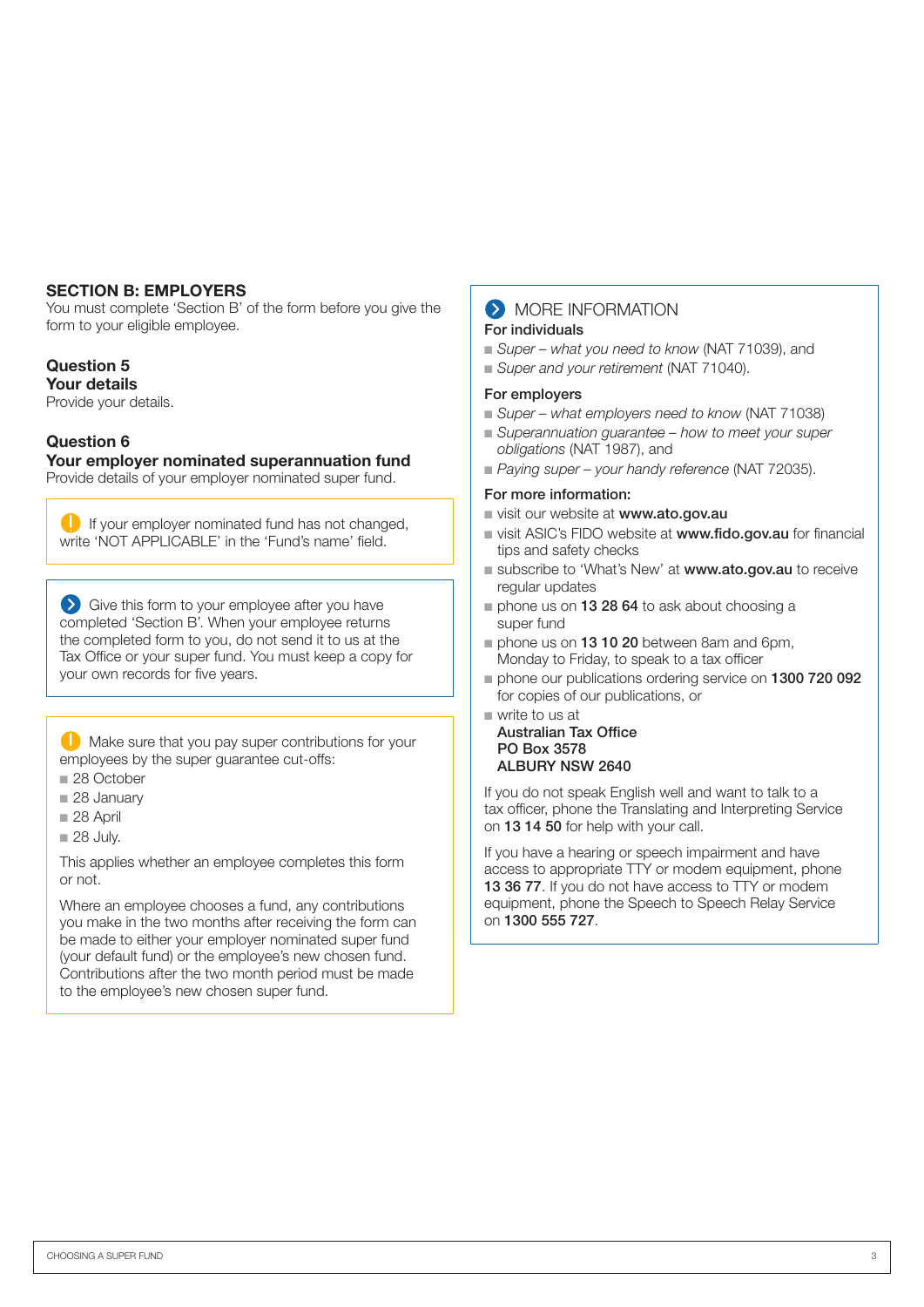## SECTION B: EMPLOYERS

You must complete 'Section B' of the form before you give the form to your eligible employee.

### Question 5
### Your details

Provide your details.

### Question 6
### Your employer nominated superannuation fund

Provide details of your employer nominated super fund.

> If your employer nominated fund has not changed, write 'NOT APPLICABLE' in the 'Fund's name' field.

> Give this form to your employee after you have completed 'Section B'. When your employee returns the completed form to you, do not send it to us at the Tax Office or your super fund. You must keep a copy for your own records for five years.

> Make sure that you pay super contributions for your employees by the super guarantee cut-offs:
> - 28 October
> - 28 January
> - 28 April
> - 28 July.
>
> This applies whether an employee completes this form or not.
>
> Where an employee chooses a fund, any contributions you make in the two months after receiving the form can be made to either your employer nominated super fund (your default fund) or the employee's new chosen fund. Contributions after the two month period must be made to the employee's new chosen super fund.

## MORE INFORMATION

**For individuals**

- *Super – what you need to know* (NAT 71039), and
- *Super and your retirement* (NAT 71040).

**For employers**

- *Super – what employers need to know* (NAT 71038)
- *Superannuation guarantee – how to meet your super obligations* (NAT 1987), and
- *Paying super – your handy reference* (NAT 72035).

**For more information:**

- visit our website at **www.ato.gov.au**
- visit ASIC's FIDO website at **www.fido.gov.au** for financial tips and safety checks
- subscribe to 'What's New' at **www.ato.gov.au** to receive regular updates
- phone us on **13 28 64** to ask about choosing a super fund
- phone us on **13 10 20** between 8am and 6pm, Monday to Friday, to speak to a tax officer
- phone our publications ordering service on **1300 720 092** for copies of our publications, or
- write to us at
  **Australian Tax Office**
  **PO Box 3578**
  **ALBURY NSW 2640**

If you do not speak English well and want to talk to a tax officer, phone the Translating and Interpreting Service on **13 14 50** for help with your call.

If you have a hearing or speech impairment and have access to appropriate TTY or modem equipment, phone **13 36 77**. If you do not have access to TTY or modem equipment, phone the Speech to Speech Relay Service on **1300 555 727**.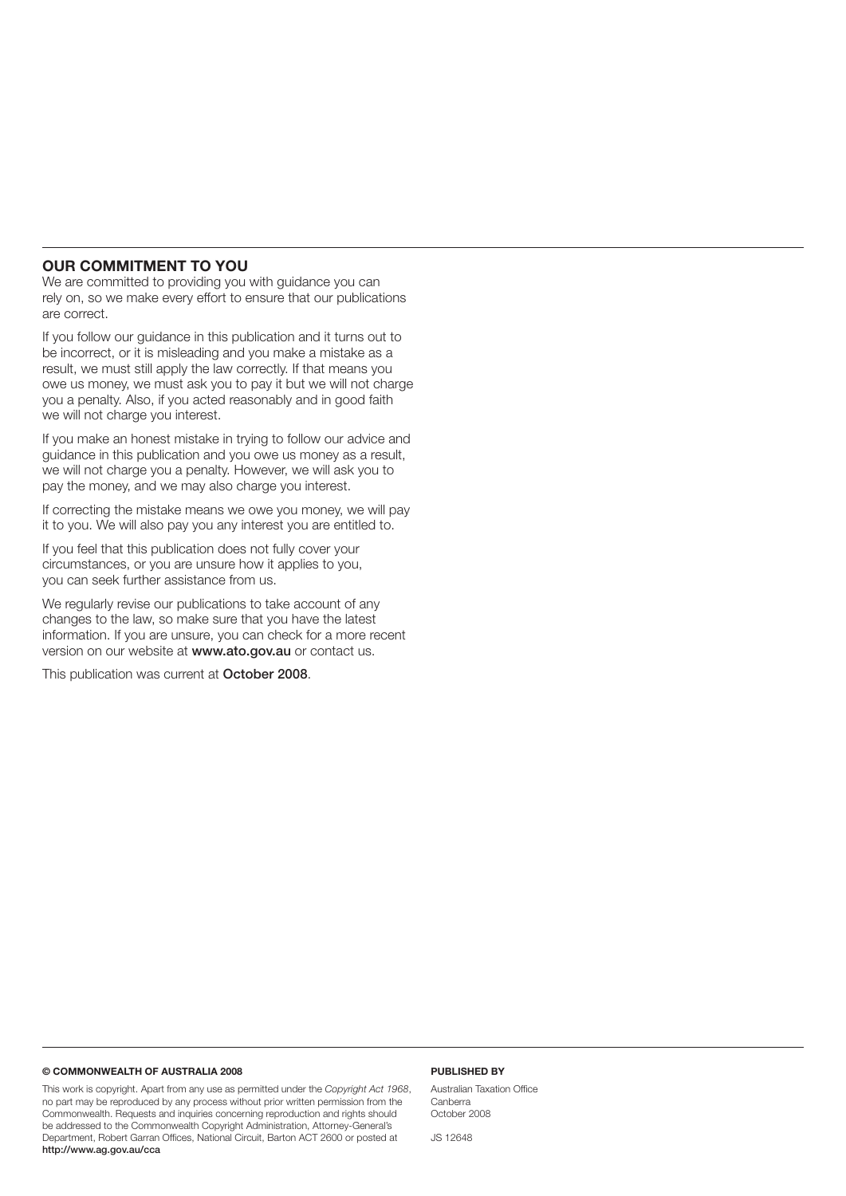## OUR COMMITMENT TO YOU

We are committed to providing you with guidance you can rely on, so we make every effort to ensure that our publications are correct.

If you follow our guidance in this publication and it turns out to be incorrect, or it is misleading and you make a mistake as a result, we must still apply the law correctly. If that means you owe us money, we must ask you to pay it but we will not charge you a penalty. Also, if you acted reasonably and in good faith we will not charge you interest.

If you make an honest mistake in trying to follow our advice and guidance in this publication and you owe us money as a result, we will not charge you a penalty. However, we will ask you to pay the money, and we may also charge you interest.

If correcting the mistake means we owe you money, we will pay it to you. We will also pay you any interest you are entitled to.

If you feel that this publication does not fully cover your circumstances, or you are unsure how it applies to you, you can seek further assistance from us.

We regularly revise our publications to take account of any changes to the law, so make sure that you have the latest information. If you are unsure, you can check for a more recent version on our website at **www.ato.gov.au** or contact us.

This publication was current at **October 2008**.

**© COMMONWEALTH OF AUSTRALIA 2008**

This work is copyright. Apart from any use as permitted under the *Copyright Act 1968*, no part may be reproduced by any process without prior written permission from the Commonwealth. Requests and inquiries concerning reproduction and rights should be addressed to the Commonwealth Copyright Administration, Attorney-General's Department, Robert Garran Offices, National Circuit, Barton ACT 2600 or posted at **http://www.ag.gov.au/cca**

**PUBLISHED BY**

Australian Taxation Office
Canberra
October 2008

JS 12648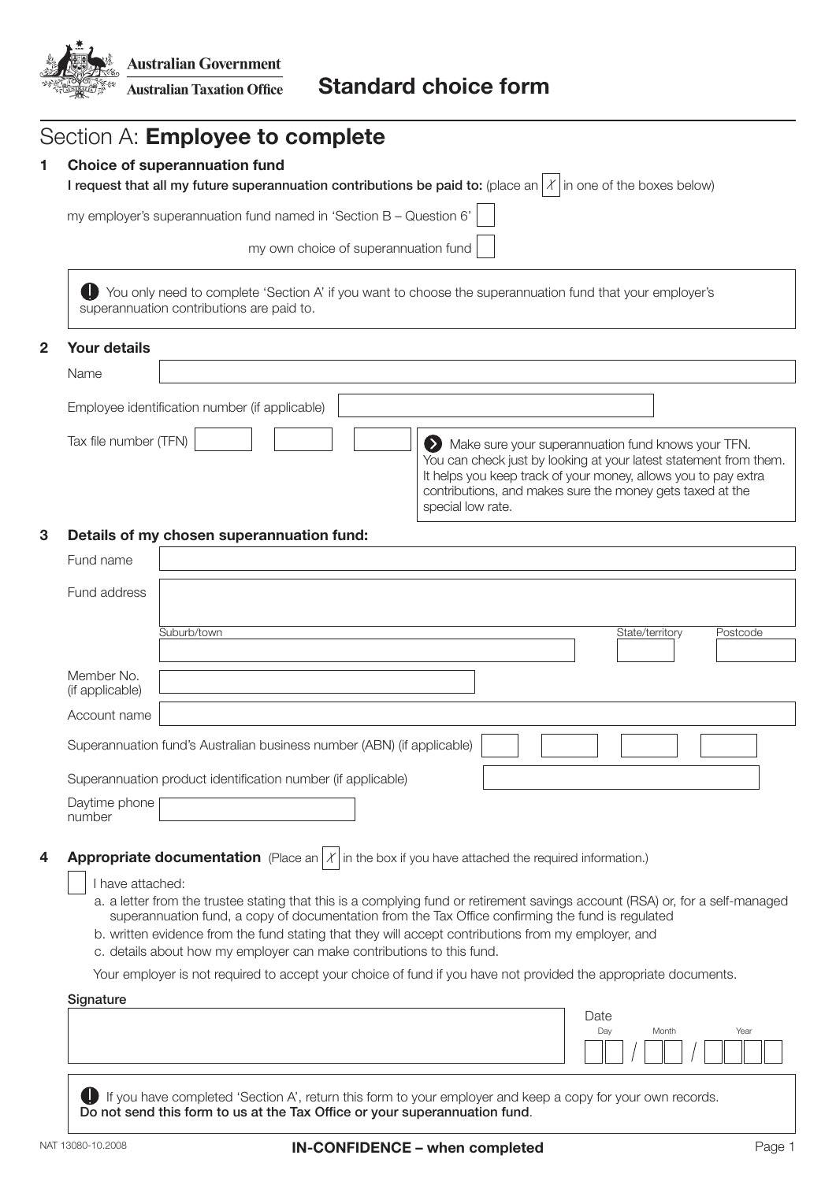Australian Government
Australian Taxation Office

# Standard choice form

## Section A: **Employee to complete**

### 1 Choice of superannuation fund

**I request that all my future superannuation contributions be paid to:** (place an *X* in one of the boxes below)

my employer's superannuation fund named in 'Section B – Question 6' ☐

my own choice of superannuation fund ☐

> **!** You only need to complete 'Section A' if you want to choose the superannuation fund that your employer's superannuation contributions are paid to.

### 2 Your details

Name

Employee identification number (if applicable)

Tax file number (TFN)

> Make sure your superannuation fund knows your TFN. You can check just by looking at your latest statement from them. It helps you keep track of your money, allows you to pay extra contributions, and makes sure the money gets taxed at the special low rate.

### 3 Details of my chosen superannuation fund:

Fund name

Fund address

Suburb/town | State/territory | Postcode

Member No. (if applicable)

Account name

Superannuation fund's Australian business number (ABN) (if applicable)

Superannuation product identification number (if applicable)

Daytime phone number

### 4 Appropriate documentation

(Place an *X* in the box if you have attached the required information.)

☐ I have attached:

a. a letter from the trustee stating that this is a complying fund or retirement savings account (RSA) or, for a self-managed superannuation fund, a copy of documentation from the Tax Office confirming the fund is regulated
b. written evidence from the fund stating that they will accept contributions from my employer, and
c. details about how my employer can make contributions to this fund.

Your employer is not required to accept your choice of fund if you have not provided the appropriate documents.

**Signature**

Date
Day / Month / Year

> **!** If you have completed 'Section A', return this form to your employer and keep a copy for your own records. **Do not send this form to us at the Tax Office or your superannuation fund**.

NAT 13080-10.2008

**IN-CONFIDENCE – when completed**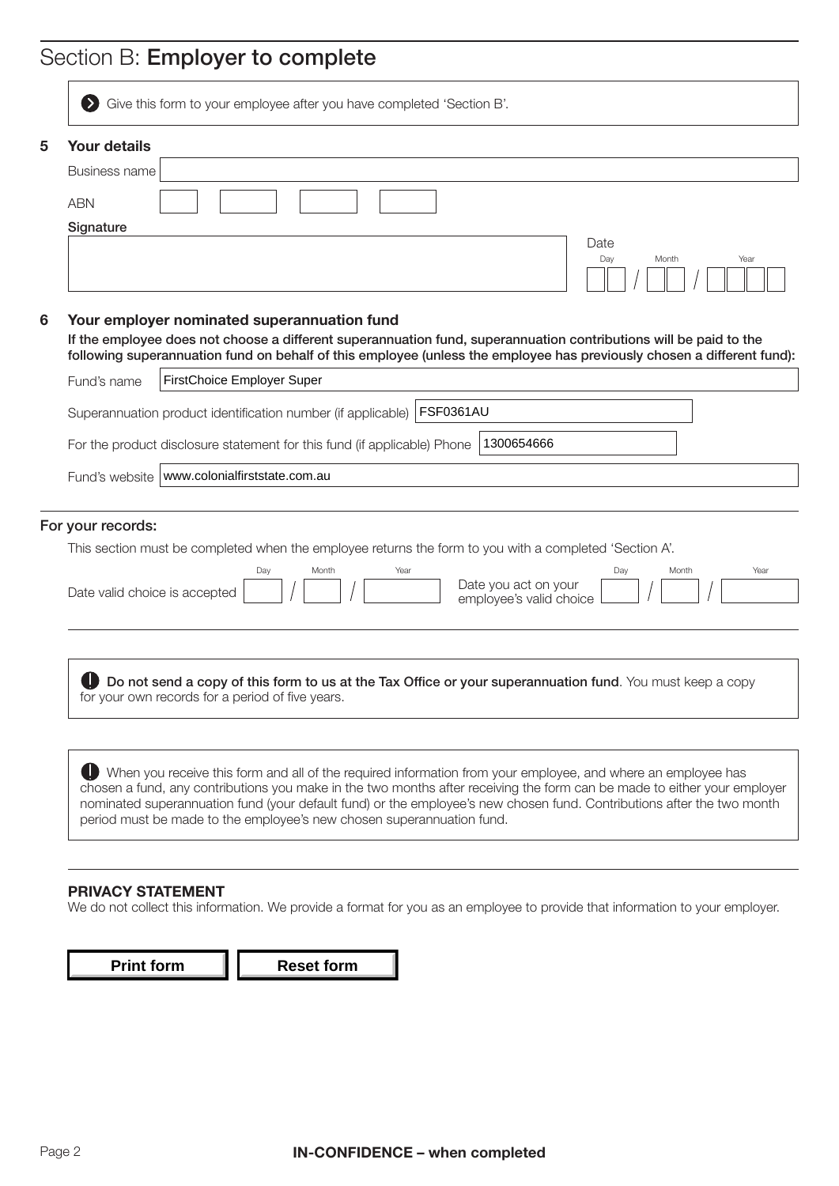# Section B: **Employer to complete**

Give this form to your employee after you have completed 'Section B'.

**5 Your details**

Business name

ABN

**Signature**

Date
Day / Month / Year

**6 Your employer nominated superannuation fund**

**If the employee does not choose a different superannuation fund, superannuation contributions will be paid to the following superannuation fund on behalf of this employee (unless the employee has previously chosen a different fund):**

Fund's name: FirstChoice Employer Super

Superannuation product identification number (if applicable): FSF0361AU

For the product disclosure statement for this fund (if applicable) Phone: 1300654666

Fund's website: www.colonialfirststate.com.au

**For your records:**

This section must be completed when the employee returns the form to you with a completed 'Section A'.

Date valid choice is accepted: Day / Month / Year

Date you act on your employee's valid choice: Day / Month / Year

**Do not send a copy of this form to us at the Tax Office or your superannuation fund**. You must keep a copy for your own records for a period of five years.

When you receive this form and all of the required information from your employee, and where an employee has chosen a fund, any contributions you make in the two months after receiving the form can be made to either your employer nominated superannuation fund (your default fund) or the employee's new chosen fund. Contributions after the two month period must be made to the employee's new chosen superannuation fund.

**PRIVACY STATEMENT**

We do not collect this information. We provide a format for you as an employee to provide that information to your employer.

Print form | Reset form

**IN-CONFIDENCE – when completed**